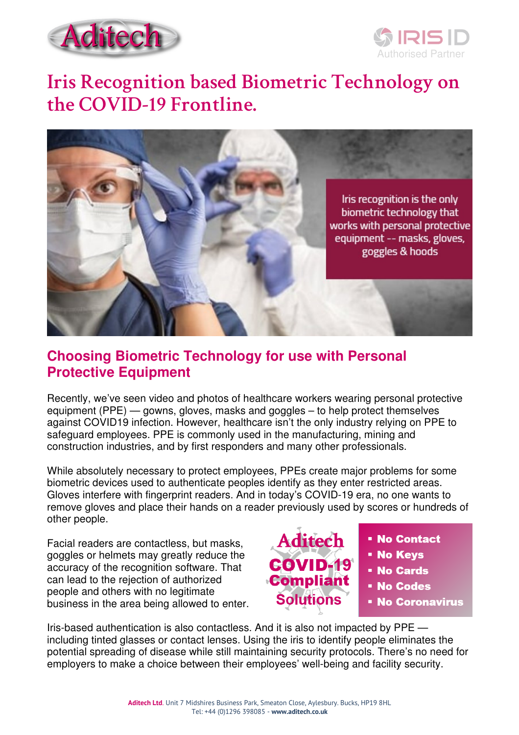Aditech

IRIS ID Authorised Partner

# Iris Recognition based Biometric Technology on the COVID-19 Frontline.

Iris recognition is the only biometric technology that works with personal protective equipment -- masks, gloves, goggles & hoods

## Choosing Biometric Technology for use with Personal Protective Equipment

Recently, we've seen video and photos of healthcare workers wearing personal protective equipment (PPE) — gowns, gloves, masks and goggles – to help protect themselves against COVID19 infection. However, healthcare isn't the only industry relying on PPE to safeguard employees. PPE is commonly used in the manufacturing, mining and construction industries, and by first responders and many other professionals.

While absolutely necessary to protect employees, PPEs create major problems for some biometric devices used to authenticate peoples identify as they enter restricted areas. Gloves interfere with fingerprint readers. And in today's COVID-19 era, no one wants to remove gloves and place their hands on a reader previously used by scores or hundreds of other people.

Facial readers are contactless, but masks, goggles or helmets may greatly reduce the accuracy of the recognition software. That can lead to the rejection of authorized people and others with no legitimate business in the area being allowed to enter.

**Aditech COVID-19 Compliant Solutions**

- **No Contact**
- **No Keys**
- **No Cards**
- **No Codes**
- **No Coronavirus**

Iris-based authentication is also contactless. And it is also not impacted by PPE — including tinted glasses or contact lenses. Using the iris to identify people eliminates the potential spreading of disease while still maintaining security protocols. There's no need for employers to make a choice between their employees' well-being and facility security.

**Aditech Ltd**. Unit 7 Midshires Business Park, Smeaton Close, Aylesbury. Bucks, HP19 8HL
Tel: +44 (0)1296 398085 - **www.aditech.co.uk**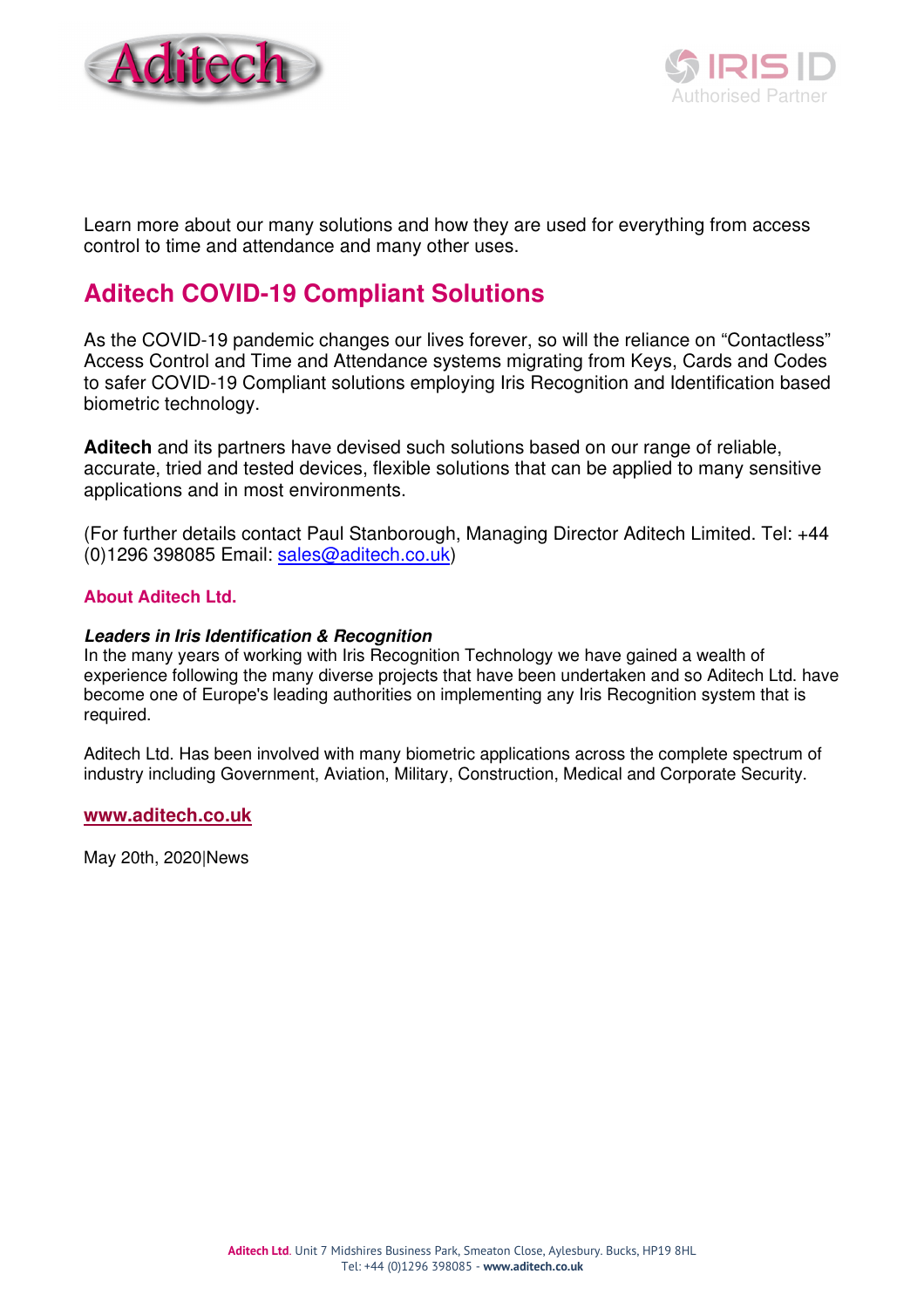Learn more about our many solutions and how they are used for everything from access control to time and attendance and many other uses.

## Aditech COVID-19 Compliant Solutions

As the COVID-19 pandemic changes our lives forever, so will the reliance on "Contactless" Access Control and Time and Attendance systems migrating from Keys, Cards and Codes to safer COVID-19 Compliant solutions employing Iris Recognition and Identification based biometric technology.

**Aditech** and its partners have devised such solutions based on our range of reliable, accurate, tried and tested devices, flexible solutions that can be applied to many sensitive applications and in most environments.

(For further details contact Paul Stanborough, Managing Director Aditech Limited. Tel: +44 (0)1296 398085 Email: sales@aditech.co.uk)

### About Aditech Ltd.

***Leaders in Iris Identification & Recognition***
In the many years of working with Iris Recognition Technology we have gained a wealth of experience following the many diverse projects that have been undertaken and so Aditech Ltd. have become one of Europe's leading authorities on implementing any Iris Recognition system that is required.

Aditech Ltd. Has been involved with many biometric applications across the complete spectrum of industry including Government, Aviation, Military, Construction, Medical and Corporate Security.

**www.aditech.co.uk**

May 20th, 2020|News